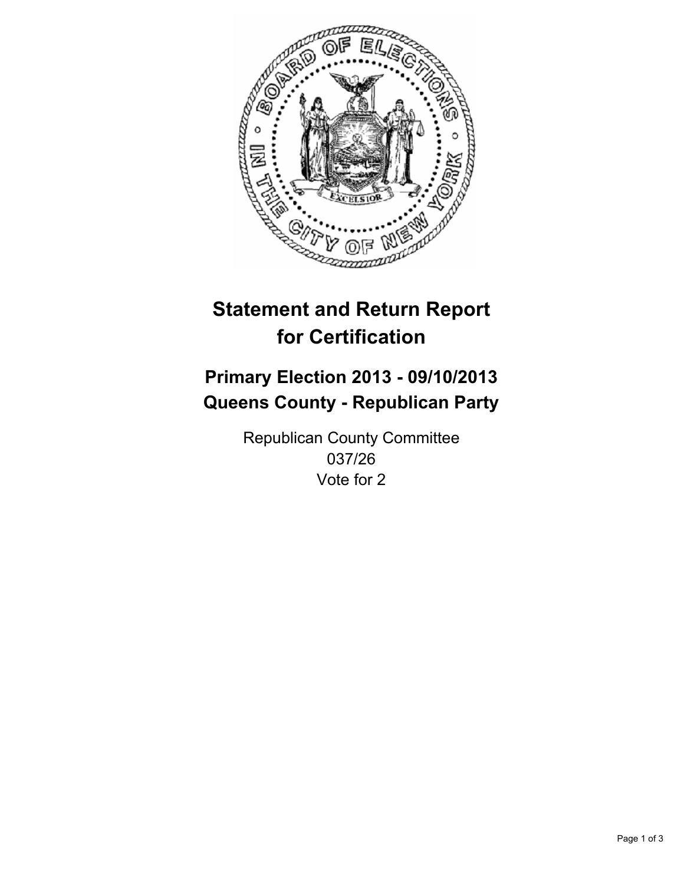# Statement and Return Report for Certification

## Primary Election 2013 - 09/10/2013
## Queens County - Republican Party

Republican County Committee
037/26
Vote for 2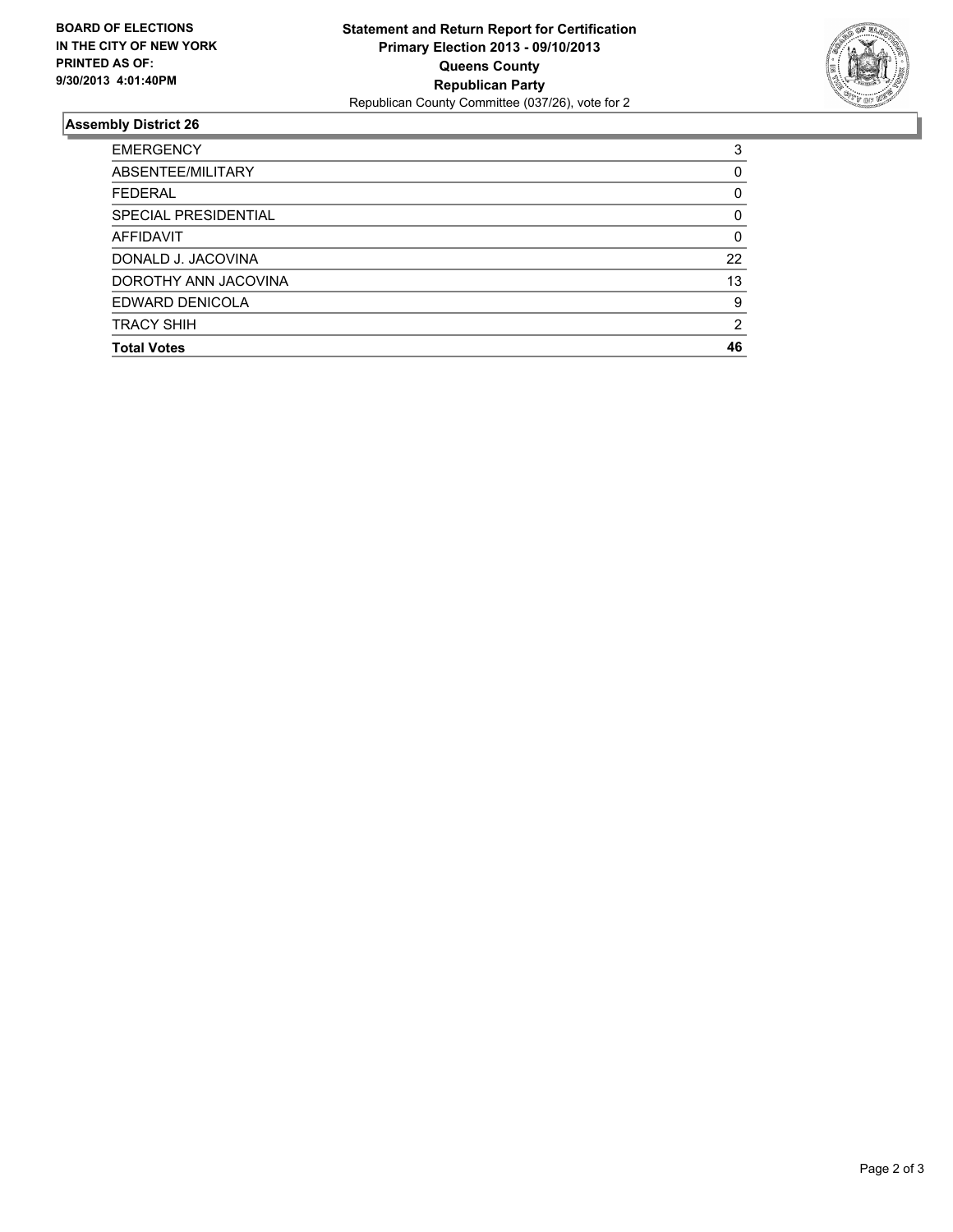**BOARD OF ELECTIONS IN THE CITY OF NEW YORK PRINTED AS OF: 9/30/2013 4:01:40PM**

**Statement and Return Report for Certification**
**Primary Election 2013 - 09/10/2013**
**Queens County**
**Republican Party**
Republican County Committee (037/26), vote for 2

## Assembly District 26

| | |
|---|---|
| EMERGENCY | 3 |
| ABSENTEE/MILITARY | 0 |
| FEDERAL | 0 |
| SPECIAL PRESIDENTIAL | 0 |
| AFFIDAVIT | 0 |
| DONALD J. JACOVINA | 22 |
| DOROTHY ANN JACOVINA | 13 |
| EDWARD DENICOLA | 9 |
| TRACY SHIH | 2 |
| **Total Votes** | **46** |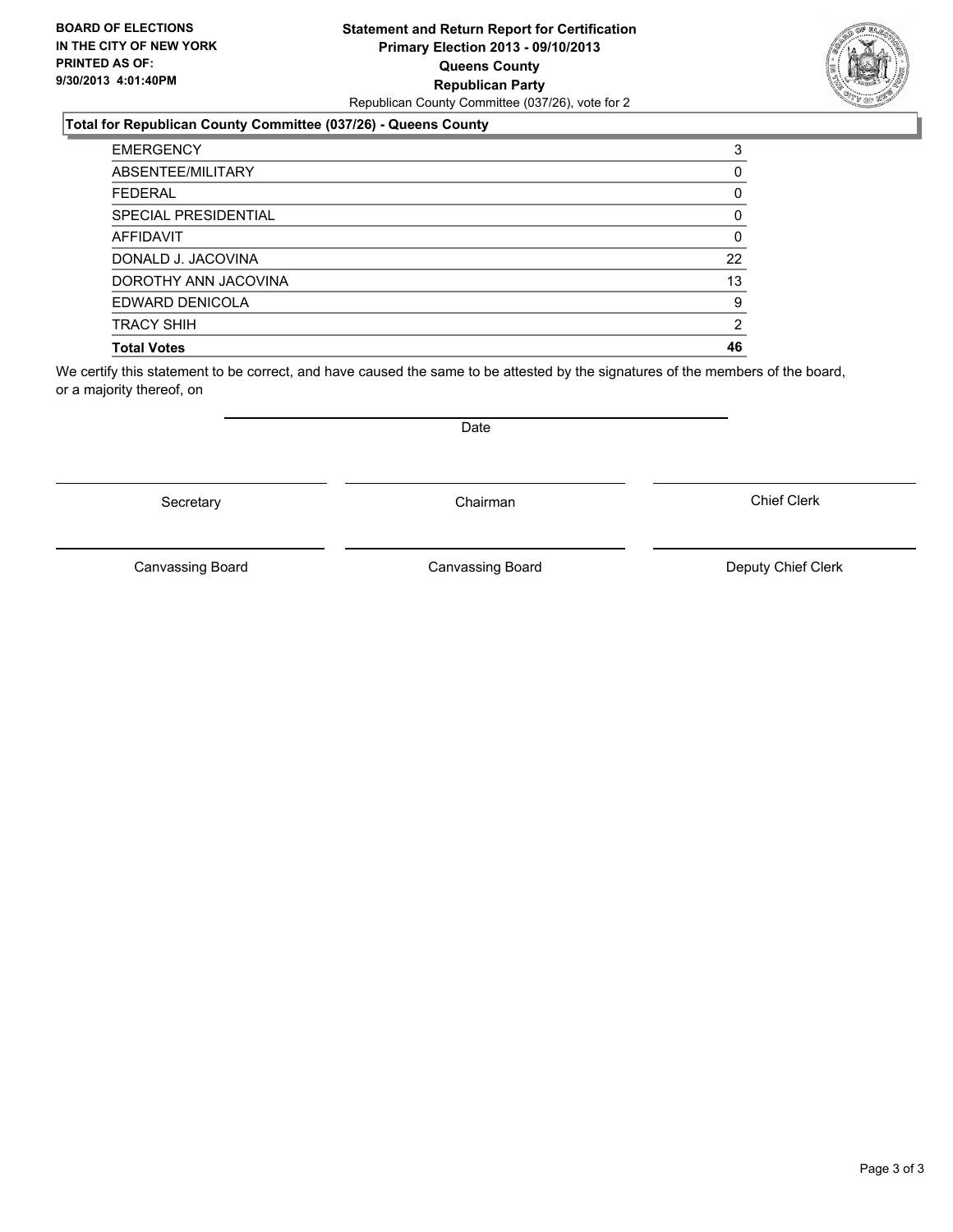**BOARD OF ELECTIONS IN THE CITY OF NEW YORK PRINTED AS OF: 9/30/2013 4:01:40PM**

**Statement and Return Report for Certification**
**Primary Election 2013 - 09/10/2013**
**Queens County**
**Republican Party**
Republican County Committee (037/26), vote for 2

### Total for Republican County Committee (037/26) - Queens County

| | |
|---|---|
| EMERGENCY | 3 |
| ABSENTEE/MILITARY | 0 |
| FEDERAL | 0 |
| SPECIAL PRESIDENTIAL | 0 |
| AFFIDAVIT | 0 |
| DONALD J. JACOVINA | 22 |
| DOROTHY ANN JACOVINA | 13 |
| EDWARD DENICOLA | 9 |
| TRACY SHIH | 2 |
| **Total Votes** | **46** |

We certify this statement to be correct, and have caused the same to be attested by the signatures of the members of the board, or a majority thereof, on

Date

Secretary | Chairman | Chief Clerk

Canvassing Board | Canvassing Board | Deputy Chief Clerk